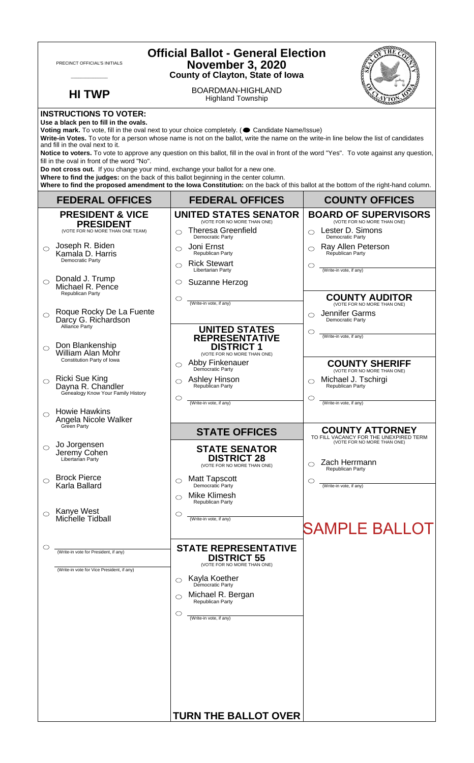PRECINCT OFFICIAL'S INITIALS

___________

**HI TWP**

# Official Ballot - General Election
## November 3, 2020
### County of Clayton, State of Iowa

BOARDMAN-HIGHLAND
Highland Township

**INSTRUCTIONS TO VOTER:**

**Use a black pen to fill in the ovals.**

**Voting mark.** To vote, fill in the oval next to your choice completely. (● Candidate Name/Issue)

**Write-in Votes.** To vote for a person whose name is not on the ballot, write the name on the write-in line below the list of candidates and fill in the oval next to it.

**Notice to voters.** To vote to approve any question on this ballot, fill in the oval in front of the word "Yes". To vote against any question, fill in the oval in front of the word "No".

**Do not cross out.** If you change your mind, exchange your ballot for a new one.

**Where to find the judges:** on the back of this ballot beginning in the center column.

**Where to find the proposed amendment to the Iowa Constitution:** on the back of this ballot at the bottom of the right-hand column.

## FEDERAL OFFICES

### PRESIDENT & VICE PRESIDENT
(VOTE FOR NO MORE THAN ONE TEAM)

- ○ Joseph R. Biden / Kamala D. Harris — Democratic Party
- ○ Donald J. Trump / Michael R. Pence — Republican Party
- ○ Roque Rocky De La Fuente / Darcy G. Richardson — Alliance Party
- ○ Don Blankenship / William Alan Mohr — Constitution Party of Iowa
- ○ Ricki Sue King / Dayna R. Chandler — Genealogy Know Your Family History
- ○ Howie Hawkins / Angela Nicole Walker — Green Party
- ○ Jo Jorgensen / Jeremy Cohen — Libertarian Party
- ○ Brock Pierce / Karla Ballard
- ○ Kanye West / Michelle Tidball
- ○ ______ (Write-in vote for President, if any)
  ______ (Write-in vote for Vice President, if any)

## FEDERAL OFFICES

### UNITED STATES SENATOR
(VOTE FOR NO MORE THAN ONE)

- ○ Theresa Greenfield — Democratic Party
- ○ Joni Ernst — Republican Party
- ○ Rick Stewart — Libertarian Party
- ○ Suzanne Herzog
- ○ ______ (Write-in vote, if any)

### UNITED STATES REPRESENTATIVE DISTRICT 1
(VOTE FOR NO MORE THAN ONE)

- ○ Abby Finkenauer — Democratic Party
- ○ Ashley Hinson — Republican Party
- ○ ______ (Write-in vote, if any)

## STATE OFFICES

### STATE SENATOR DISTRICT 28
(VOTE FOR NO MORE THAN ONE)

- ○ Matt Tapscott — Democratic Party
- ○ Mike Klimesh — Republican Party
- ○ ______ (Write-in vote, if any)

### STATE REPRESENTATIVE DISTRICT 55
(VOTE FOR NO MORE THAN ONE)

- ○ Kayla Koether — Democratic Party
- ○ Michael R. Bergan — Republican Party
- ○ ______ (Write-in vote, if any)

**TURN THE BALLOT OVER**

## COUNTY OFFICES

### BOARD OF SUPERVISORS
(VOTE FOR NO MORE THAN ONE)

- ○ Lester D. Simons — Democratic Party
- ○ Ray Allen Peterson — Republican Party
- ○ ______ (Write-in vote, if any)

### COUNTY AUDITOR
(VOTE FOR NO MORE THAN ONE)

- ○ Jennifer Garms — Democratic Party
- ○ ______ (Write-in vote, if any)

### COUNTY SHERIFF
(VOTE FOR NO MORE THAN ONE)

- ○ Michael J. Tschirgi — Republican Party
- ○ ______ (Write-in vote, if any)

### COUNTY ATTORNEY
TO FILL VACANCY FOR THE UNEXPIRED TERM
(VOTE FOR NO MORE THAN ONE)

- ○ Zach Herrmann — Republican Party
- ○ ______ (Write-in vote, if any)

SAMPLE BALLOT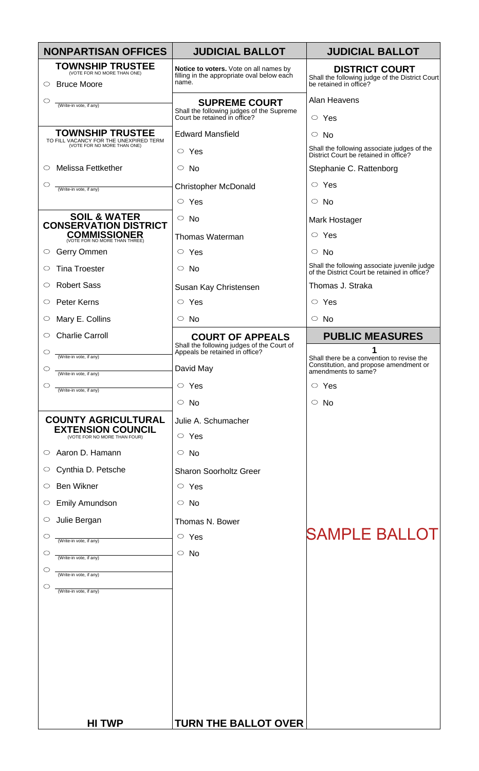## NONPARTISAN OFFICES

### TOWNSHIP TRUSTEE
(VOTE FOR NO MORE THAN ONE)

- ○ Bruce Moore
- ○ ____________ (Write-in vote, if any)

### TOWNSHIP TRUSTEE
TO FILL VACANCY FOR THE UNEXPIRED TERM
(VOTE FOR NO MORE THAN ONE)

- ○ Melissa Fettkether
- ○ ____________ (Write-in vote, if any)

### SOIL & WATER CONSERVATION DISTRICT COMMISSIONER
(VOTE FOR NO MORE THAN THREE)

- ○ Gerry Ommen
- ○ Tina Troester
- ○ Robert Sass
- ○ Peter Kerns
- ○ Mary E. Collins
- ○ Charlie Carroll
- ○ ____________ (Write-in vote, if any)
- ○ ____________ (Write-in vote, if any)
- ○ ____________ (Write-in vote, if any)

### COUNTY AGRICULTURAL EXTENSION COUNCIL
(VOTE FOR NO MORE THAN FOUR)

- ○ Aaron D. Hamann
- ○ Cynthia D. Petsche
- ○ Ben Wikner
- ○ Emily Amundson
- ○ Julie Bergan
- ○ ____________ (Write-in vote, if any)
- ○ ____________ (Write-in vote, if any)
- ○ ____________ (Write-in vote, if any)
- ○ ____________ (Write-in vote, if any)

**HI TWP**

## JUDICIAL BALLOT

**Notice to voters.** Vote on all names by filling in the appropriate oval below each name.

### SUPREME COURT
Shall the following judges of the Supreme Court be retained in office?

Edward Mansfield
- ○ Yes
- ○ No

Christopher McDonald
- ○ Yes
- ○ No

Thomas Waterman
- ○ Yes
- ○ No

Susan Kay Christensen
- ○ Yes
- ○ No

### COURT OF APPEALS
Shall the following judges of the Court of Appeals be retained in office?

David May
- ○ Yes
- ○ No

Julie A. Schumacher
- ○ Yes
- ○ No

Sharon Soorholtz Greer
- ○ Yes
- ○ No

Thomas N. Bower
- ○ Yes
- ○ No

**TURN THE BALLOT OVER**

## JUDICIAL BALLOT

### DISTRICT COURT
Shall the following judge of the District Court be retained in office?

Alan Heavens
- ○ Yes
- ○ No

Shall the following associate judges of the District Court be retained in office?

Stephanie C. Rattenborg
- ○ Yes
- ○ No

Mark Hostager
- ○ Yes
- ○ No

Shall the following associate juvenile judge of the District Court be retained in office?

Thomas J. Straka
- ○ Yes
- ○ No

## PUBLIC MEASURES

**1**

Shall there be a convention to revise the Constitution, and propose amendment or amendments to same?

- ○ Yes
- ○ No

SAMPLE BALLOT